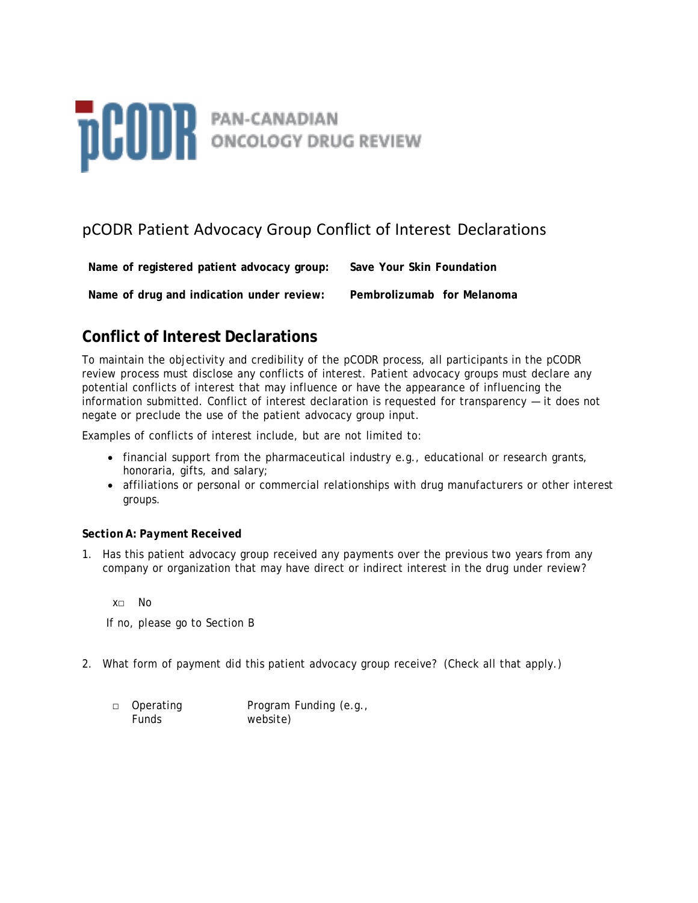PAN-CANADIAN ONCOLOGY DRUG REVIEW

# pCODR Patient Advocacy Group Conflict of Interest Declarations

**Name of registered patient advocacy group:** **Save Your Skin Foundation**

**Name of drug and indication under review:** **Pembrolizumab for Melanoma**

## Conflict of Interest Declarations

To maintain the objectivity and credibility of the pCODR process, all participants in the pCODR review process must disclose any conflicts of interest. Patient advocacy groups must declare any potential conflicts of interest that may influence or have the appearance of influencing the information submitted. Conflict of interest declaration is requested for transparency — it does not negate or preclude the use of the patient advocacy group input.

Examples of conflicts of interest include, but are not limited to:

- financial support from the pharmaceutical industry e.g., educational or research grants, honoraria, gifts, and salary;
- affiliations or personal or commercial relationships with drug manufacturers or other interest groups.

***Section A: Payment Received***

1. Has this patient advocacy group received any payments over the previous two years from any company or organization that may have direct or indirect interest in the drug under review?

   x□ No

   If no, please go to Section B

2. What form of payment did this patient advocacy group receive? (Check all that apply.)

   □ Operating Funds  Program Funding (e.g., website)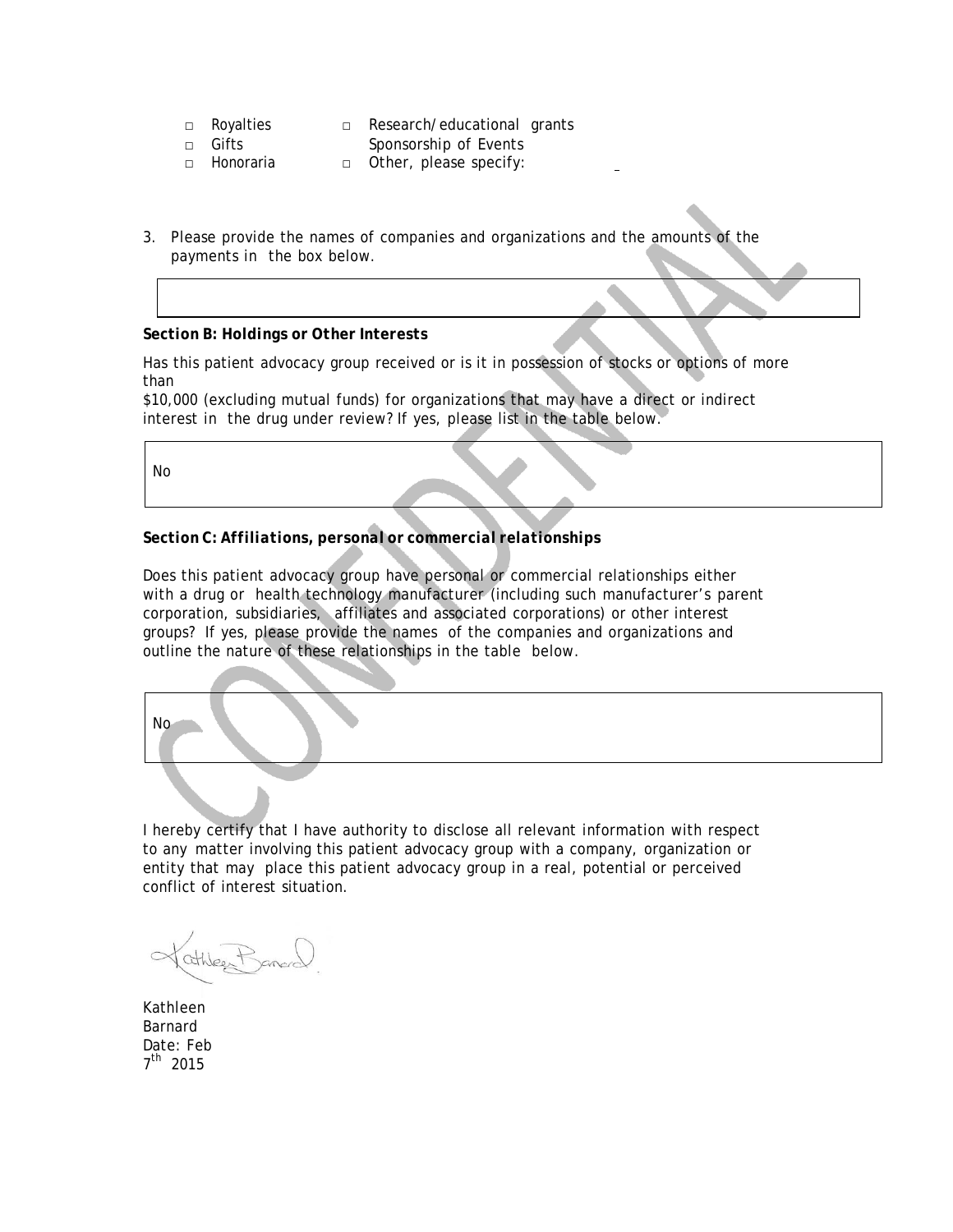- □ Royalties
- □ Gifts
- □ Honoraria
- □ Research/educational grants
- Sponsorship of Events
- □ Other, please specify:

3. Please provide the names of companies and organizations and the amounts of the payments in the box below.

| |
|---|
| |

***Section B: Holdings or Other Interests***

Has this patient advocacy group received or is it in possession of stocks or options of more than
$10,000 (excluding mutual funds) for organizations that may have a direct or indirect interest in the drug under review? If yes, please list in the table below.

| |
|---|
| No |

***Section C: Affiliations, personal or commercial relationships***

Does this patient advocacy group have personal or commercial relationships either with a drug or health technology manufacturer (including such manufacturer's parent corporation, subsidiaries, affiliates and associated corporations) or other interest groups? If yes, please provide the names of the companies and organizations and outline the nature of these relationships in the table below.

| |
|---|
| No |

I hereby certify that I have authority to disclose all relevant information with respect to any matter involving this patient advocacy group with a company, organization or entity that may place this patient advocacy group in a real, potential or perceived conflict of interest situation.

Kathleen Barnard

Kathleen
Barnard
Date: Feb
7th 2015